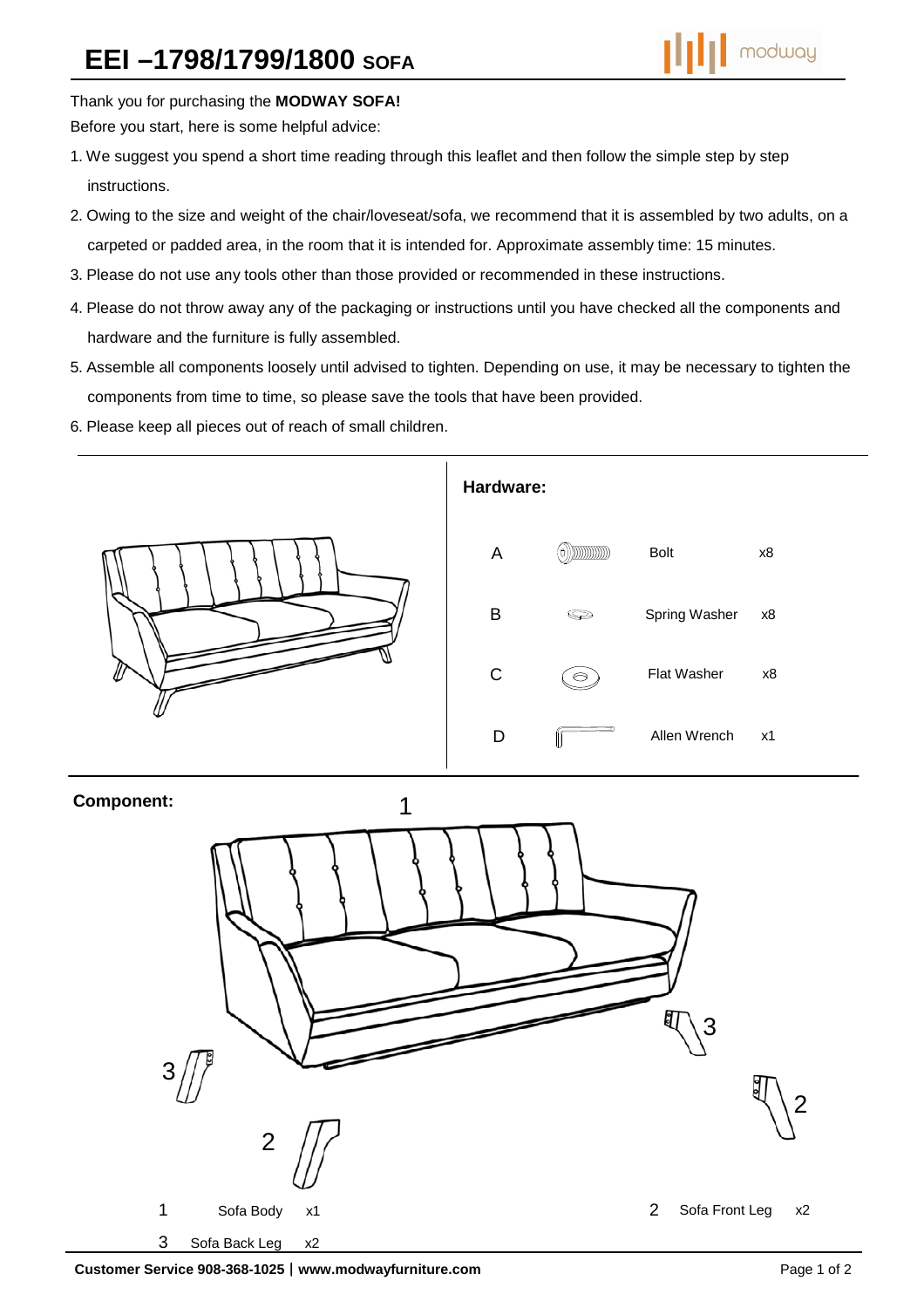# EEI –1798/1799/1800 SOFA

Thank you for purchasing the **MODWAY SOFA!**

Before you start, here is some helpful advice:

1. We suggest you spend a short time reading through this leaflet and then follow the simple step by step instructions.
2. Owing to the size and weight of the chair/loveseat/sofa, we recommend that it is assembled by two adults, on a carpeted or padded area, in the room that it is intended for. Approximate assembly time: 15 minutes.
3. Please do not use any tools other than those provided or recommended in these instructions.
4. Please do not throw away any of the packaging or instructions until you have checked all the components and hardware and the furniture is fully assembled.
5. Assemble all components loosely until advised to tighten. Depending on use, it may be necessary to tighten the components from time to time, so please save the tools that have been provided.
6. Please keep all pieces out of reach of small children.

**Hardware:**

| | Name | Qty |
|---|---|---|
| A | Bolt | x8 |
| B | Spring Washer | x8 |
| C | Flat Washer | x8 |
| D | Allen Wrench | x1 |

**Component:**

| | Name | Qty |
|---|---|---|
| 1 | Sofa Body | x1 |
| 2 | Sofa Front Leg | x2 |
| 3 | Sofa Back Leg | x2 |

**Customer Service 908-368-1025 | www.modwayfurniture.com**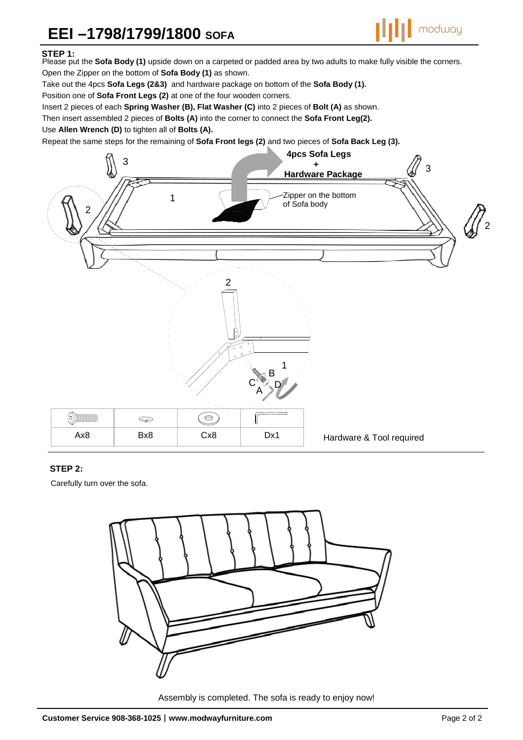# EEI –1798/1799/1800 SOFA

### STEP 1:

Please put the **Sofa Body (1)** upside down on a carpeted or padded area by two adults to make fully visible the corners.

Open the Zipper on the bottom of **Sofa Body (1)** as shown.

Take out the 4pcs **Sofa Legs (2&3)** and hardware package on bottom of the **Sofa Body (1).**

Position one of **Sofa Front Legs (2)** at one of the four wooden corners.

Insert 2 pieces of each **Spring Washer (B), Flat Washer (C)** into 2 pieces of **Bolt (A)** as shown.

Then insert assembled 2 pieces of **Bolts (A)** into the corner to connect the **Sofa Front Leg(2).**

Use **Allen Wrench (D)** to tighten all of **Bolts (A).**

Repeat the same steps for the remaining of **Sofa Front legs (2)** and two pieces of **Sofa Back Leg (3).**

**4pcs Sofa Legs**
**+**
**Hardware Package**

Zipper on the bottom of Sofa body

| | | | |
|---|---|---|---|
| Ax8 | Bx8 | Cx8 | Dx1 |

Hardware & Tool required

### STEP 2:

Carefully turn over the sofa.

Assembly is completed. The sofa is ready to enjoy now!

**Customer Service 908-368-1025 | www.modwayfurniture.com**